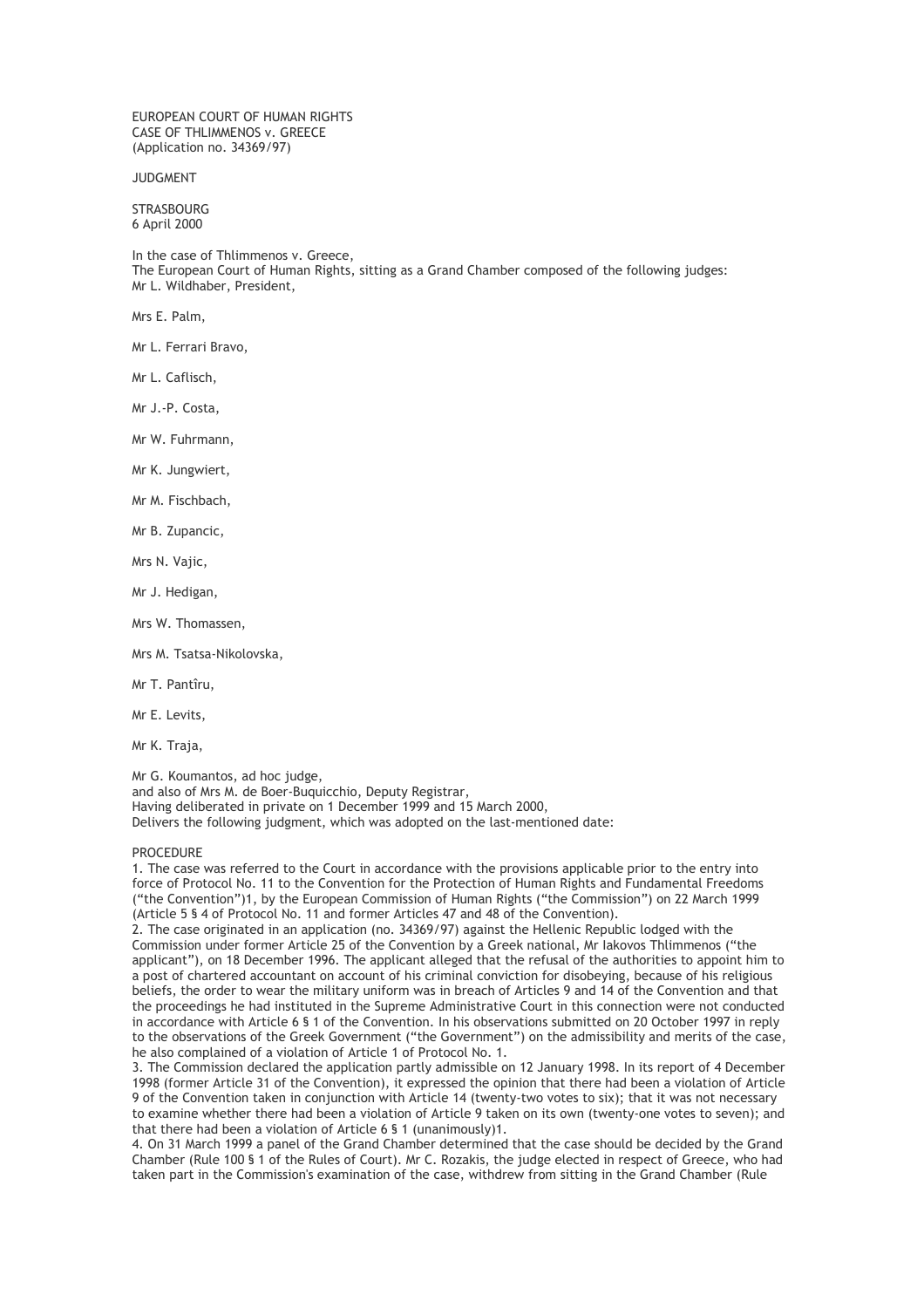EUROPEAN COURT OF HUMAN RIGHTS
CASE OF THLIMMENOS v. GREECE
(Application no. 34369/97)

JUDGMENT

STRASBOURG
6 April 2000

In the case of Thlimmenos v. Greece,
The European Court of Human Rights, sitting as a Grand Chamber composed of the following judges:
Mr L. Wildhaber, President,

Mrs E. Palm,

Mr L. Ferrari Bravo,

Mr L. Caflisch,

Mr J.-P. Costa,

Mr W. Fuhrmann,

Mr K. Jungwiert,

Mr M. Fischbach,

Mr B. Zupancic,

Mrs N. Vajic,

Mr J. Hedigan,

Mrs W. Thomassen,

Mrs M. Tsatsa-Nikolovska,

Mr T. Pantîru,

Mr E. Levits,

Mr K. Traja,

Mr G. Koumantos, ad hoc judge,
and also of Mrs M. de Boer-Buquicchio, Deputy Registrar,
Having deliberated in private on 1 December 1999 and 15 March 2000,
Delivers the following judgment, which was adopted on the last-mentioned date:

PROCEDURE

1. The case was referred to the Court in accordance with the provisions applicable prior to the entry into force of Protocol No. 11 to the Convention for the Protection of Human Rights and Fundamental Freedoms ("the Convention")1, by the European Commission of Human Rights ("the Commission") on 22 March 1999 (Article 5 § 4 of Protocol No. 11 and former Articles 47 and 48 of the Convention).

2. The case originated in an application (no. 34369/97) against the Hellenic Republic lodged with the Commission under former Article 25 of the Convention by a Greek national, Mr Iakovos Thlimmenos ("the applicant"), on 18 December 1996. The applicant alleged that the refusal of the authorities to appoint him to a post of chartered accountant on account of his criminal conviction for disobeying, because of his religious beliefs, the order to wear the military uniform was in breach of Articles 9 and 14 of the Convention and that the proceedings he had instituted in the Supreme Administrative Court in this connection were not conducted in accordance with Article 6 § 1 of the Convention. In his observations submitted on 20 October 1997 in reply to the observations of the Greek Government ("the Government") on the admissibility and merits of the case, he also complained of a violation of Article 1 of Protocol No. 1.

3. The Commission declared the application partly admissible on 12 January 1998. In its report of 4 December 1998 (former Article 31 of the Convention), it expressed the opinion that there had been a violation of Article 9 of the Convention taken in conjunction with Article 14 (twenty-two votes to six); that it was not necessary to examine whether there had been a violation of Article 9 taken on its own (twenty-one votes to seven); and that there had been a violation of Article 6 § 1 (unanimously)1.

4. On 31 March 1999 a panel of the Grand Chamber determined that the case should be decided by the Grand Chamber (Rule 100 § 1 of the Rules of Court). Mr C. Rozakis, the judge elected in respect of Greece, who had taken part in the Commission's examination of the case, withdrew from sitting in the Grand Chamber (Rule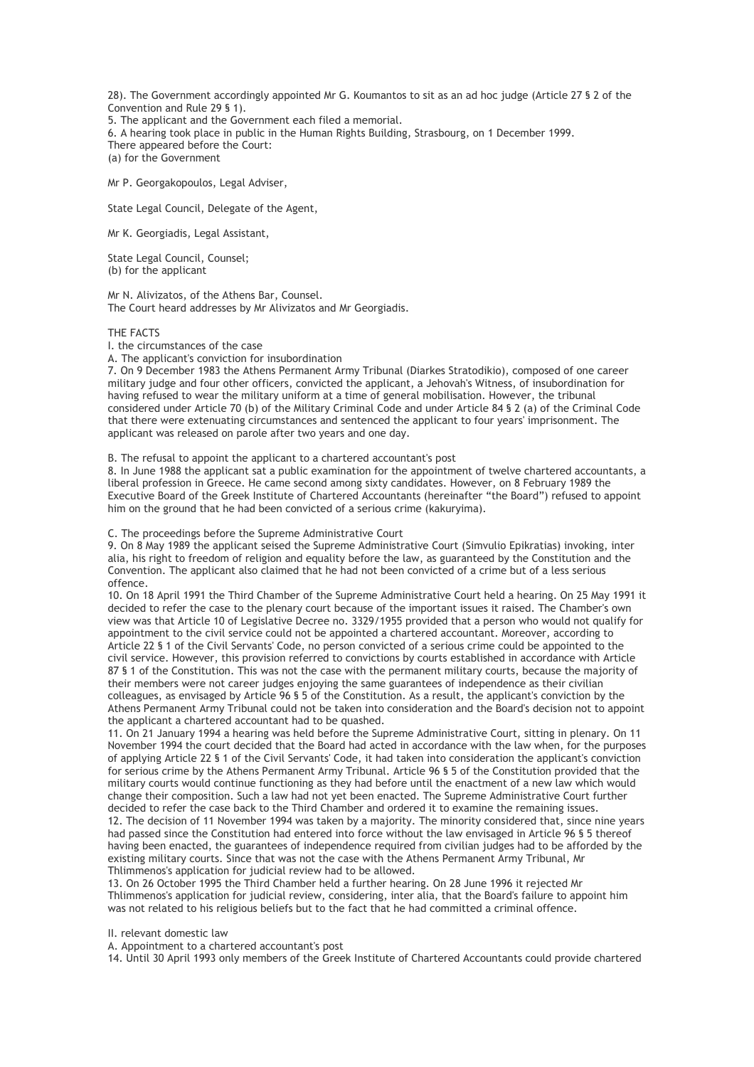28). The Government accordingly appointed Mr G. Koumantos to sit as an ad hoc judge (Article 27 § 2 of the Convention and Rule 29 § 1).

5. The applicant and the Government each filed a memorial.

6. A hearing took place in public in the Human Rights Building, Strasbourg, on 1 December 1999.

There appeared before the Court:

(a) for the Government

Mr P. Georgakopoulos, Legal Adviser,

State Legal Council, Delegate of the Agent,

Mr K. Georgiadis, Legal Assistant,

State Legal Council, Counsel;

(b) for the applicant

Mr N. Alivizatos, of the Athens Bar, Counsel.

The Court heard addresses by Mr Alivizatos and Mr Georgiadis.

THE FACTS

I. the circumstances of the case

A. The applicant's conviction for insubordination

7. On 9 December 1983 the Athens Permanent Army Tribunal (Diarkes Stratodikio), composed of one career military judge and four other officers, convicted the applicant, a Jehovah's Witness, of insubordination for having refused to wear the military uniform at a time of general mobilisation. However, the tribunal considered under Article 70 (b) of the Military Criminal Code and under Article 84 § 2 (a) of the Criminal Code that there were extenuating circumstances and sentenced the applicant to four years' imprisonment. The applicant was released on parole after two years and one day.

B. The refusal to appoint the applicant to a chartered accountant's post

8. In June 1988 the applicant sat a public examination for the appointment of twelve chartered accountants, a liberal profession in Greece. He came second among sixty candidates. However, on 8 February 1989 the Executive Board of the Greek Institute of Chartered Accountants (hereinafter "the Board") refused to appoint him on the ground that he had been convicted of a serious crime (kakuryima).

C. The proceedings before the Supreme Administrative Court

9. On 8 May 1989 the applicant seised the Supreme Administrative Court (Simvulio Epikratias) invoking, inter alia, his right to freedom of religion and equality before the law, as guaranteed by the Constitution and the Convention. The applicant also claimed that he had not been convicted of a crime but of a less serious offence.

10. On 18 April 1991 the Third Chamber of the Supreme Administrative Court held a hearing. On 25 May 1991 it decided to refer the case to the plenary court because of the important issues it raised. The Chamber's own view was that Article 10 of Legislative Decree no. 3329/1955 provided that a person who would not qualify for appointment to the civil service could not be appointed a chartered accountant. Moreover, according to Article 22 § 1 of the Civil Servants' Code, no person convicted of a serious crime could be appointed to the civil service. However, this provision referred to convictions by courts established in accordance with Article 87 § 1 of the Constitution. This was not the case with the permanent military courts, because the majority of their members were not career judges enjoying the same guarantees of independence as their civilian colleagues, as envisaged by Article 96 § 5 of the Constitution. As a result, the applicant's conviction by the Athens Permanent Army Tribunal could not be taken into consideration and the Board's decision not to appoint the applicant a chartered accountant had to be quashed.

11. On 21 January 1994 a hearing was held before the Supreme Administrative Court, sitting in plenary. On 11 November 1994 the court decided that the Board had acted in accordance with the law when, for the purposes of applying Article 22 § 1 of the Civil Servants' Code, it had taken into consideration the applicant's conviction for serious crime by the Athens Permanent Army Tribunal. Article 96 § 5 of the Constitution provided that the military courts would continue functioning as they had before until the enactment of a new law which would change their composition. Such a law had not yet been enacted. The Supreme Administrative Court further decided to refer the case back to the Third Chamber and ordered it to examine the remaining issues.

12. The decision of 11 November 1994 was taken by a majority. The minority considered that, since nine years had passed since the Constitution had entered into force without the law envisaged in Article 96 § 5 thereof having been enacted, the guarantees of independence required from civilian judges had to be afforded by the existing military courts. Since that was not the case with the Athens Permanent Army Tribunal, Mr Thlimmenos's application for judicial review had to be allowed.

13. On 26 October 1995 the Third Chamber held a further hearing. On 28 June 1996 it rejected Mr Thlimmenos's application for judicial review, considering, inter alia, that the Board's failure to appoint him was not related to his religious beliefs but to the fact that he had committed a criminal offence.

II. relevant domestic law

A. Appointment to a chartered accountant's post

14. Until 30 April 1993 only members of the Greek Institute of Chartered Accountants could provide chartered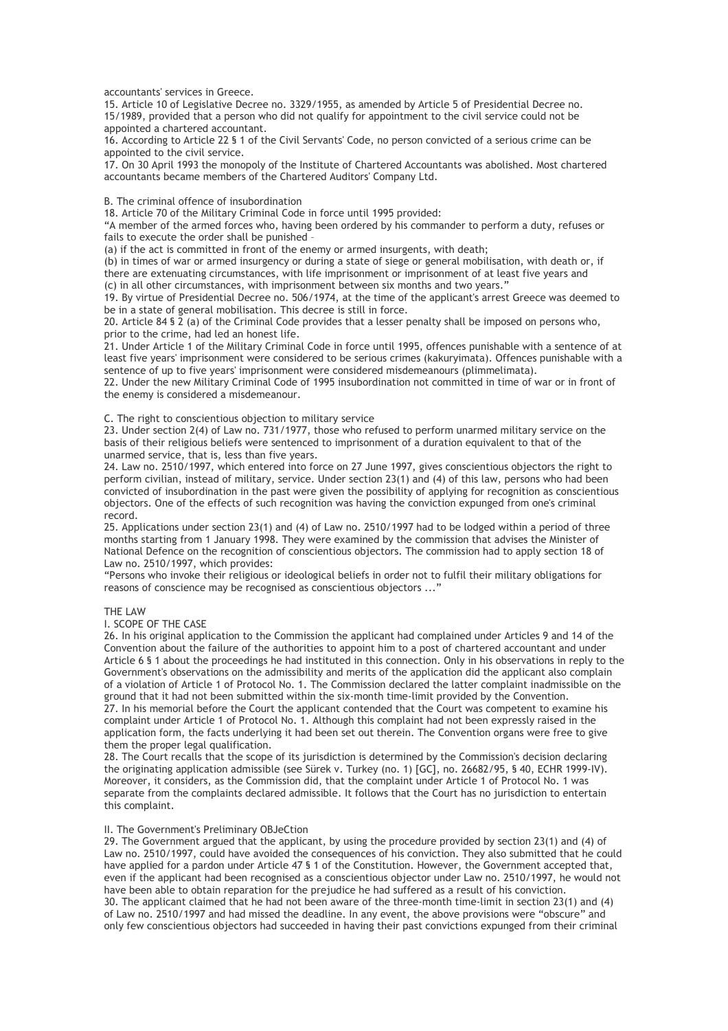accountants' services in Greece.

15. Article 10 of Legislative Decree no. 3329/1955, as amended by Article 5 of Presidential Decree no. 15/1989, provided that a person who did not qualify for appointment to the civil service could not be appointed a chartered accountant.

16. According to Article 22 § 1 of the Civil Servants' Code, no person convicted of a serious crime can be appointed to the civil service.

17. On 30 April 1993 the monopoly of the Institute of Chartered Accountants was abolished. Most chartered accountants became members of the Chartered Auditors' Company Ltd.

B. The criminal offence of insubordination

18. Article 70 of the Military Criminal Code in force until 1995 provided:

"A member of the armed forces who, having been ordered by his commander to perform a duty, refuses or fails to execute the order shall be punished –

(a) if the act is committed in front of the enemy or armed insurgents, with death;

(b) in times of war or armed insurgency or during a state of siege or general mobilisation, with death or, if there are extenuating circumstances, with life imprisonment or imprisonment of at least five years and

(c) in all other circumstances, with imprisonment between six months and two years."

19. By virtue of Presidential Decree no. 506/1974, at the time of the applicant's arrest Greece was deemed to be in a state of general mobilisation. This decree is still in force.

20. Article 84 § 2 (a) of the Criminal Code provides that a lesser penalty shall be imposed on persons who, prior to the crime, had led an honest life.

21. Under Article 1 of the Military Criminal Code in force until 1995, offences punishable with a sentence of at least five years' imprisonment were considered to be serious crimes (kakuryimata). Offences punishable with a sentence of up to five years' imprisonment were considered misdemeanours (plimmelimata).

22. Under the new Military Criminal Code of 1995 insubordination not committed in time of war or in front of the enemy is considered a misdemeanour.

C. The right to conscientious objection to military service

23. Under section 2(4) of Law no. 731/1977, those who refused to perform unarmed military service on the basis of their religious beliefs were sentenced to imprisonment of a duration equivalent to that of the unarmed service, that is, less than five years.

24. Law no. 2510/1997, which entered into force on 27 June 1997, gives conscientious objectors the right to perform civilian, instead of military, service. Under section 23(1) and (4) of this law, persons who had been convicted of insubordination in the past were given the possibility of applying for recognition as conscientious objectors. One of the effects of such recognition was having the conviction expunged from one's criminal record.

25. Applications under section 23(1) and (4) of Law no. 2510/1997 had to be lodged within a period of three months starting from 1 January 1998. They were examined by the commission that advises the Minister of National Defence on the recognition of conscientious objectors. The commission had to apply section 18 of Law no. 2510/1997, which provides:

"Persons who invoke their religious or ideological beliefs in order not to fulfil their military obligations for reasons of conscience may be recognised as conscientious objectors ..."

THE LAW

I. SCOPE OF THE CASE

26. In his original application to the Commission the applicant had complained under Articles 9 and 14 of the Convention about the failure of the authorities to appoint him to a post of chartered accountant and under Article 6 § 1 about the proceedings he had instituted in this connection. Only in his observations in reply to the Government's observations on the admissibility and merits of the application did the applicant also complain of a violation of Article 1 of Protocol No. 1. The Commission declared the latter complaint inadmissible on the ground that it had not been submitted within the six-month time-limit provided by the Convention.

27. In his memorial before the Court the applicant contended that the Court was competent to examine his complaint under Article 1 of Protocol No. 1. Although this complaint had not been expressly raised in the application form, the facts underlying it had been set out therein. The Convention organs were free to give them the proper legal qualification.

28. The Court recalls that the scope of its jurisdiction is determined by the Commission's decision declaring the originating application admissible (see Sürek v. Turkey (no. 1) [GC], no. 26682/95, § 40, ECHR 1999-IV). Moreover, it considers, as the Commission did, that the complaint under Article 1 of Protocol No. 1 was separate from the complaints declared admissible. It follows that the Court has no jurisdiction to entertain this complaint.

II. The Government's Preliminary OBJeCtion

29. The Government argued that the applicant, by using the procedure provided by section 23(1) and (4) of Law no. 2510/1997, could have avoided the consequences of his conviction. They also submitted that he could have applied for a pardon under Article 47 § 1 of the Constitution. However, the Government accepted that, even if the applicant had been recognised as a conscientious objector under Law no. 2510/1997, he would not have been able to obtain reparation for the prejudice he had suffered as a result of his conviction.

30. The applicant claimed that he had not been aware of the three-month time-limit in section 23(1) and (4) of Law no. 2510/1997 and had missed the deadline. In any event, the above provisions were "obscure" and only few conscientious objectors had succeeded in having their past convictions expunged from their criminal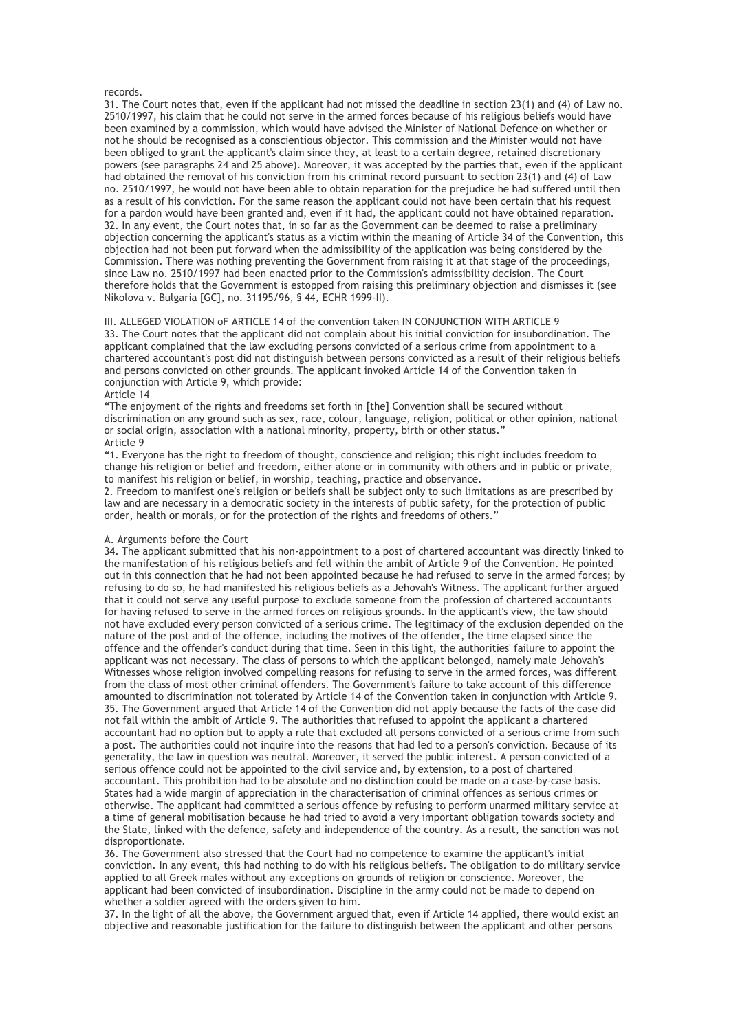records.

31. The Court notes that, even if the applicant had not missed the deadline in section 23(1) and (4) of Law no. 2510/1997, his claim that he could not serve in the armed forces because of his religious beliefs would have been examined by a commission, which would have advised the Minister of National Defence on whether or not he should be recognised as a conscientious objector. This commission and the Minister would not have been obliged to grant the applicant's claim since they, at least to a certain degree, retained discretionary powers (see paragraphs 24 and 25 above). Moreover, it was accepted by the parties that, even if the applicant had obtained the removal of his conviction from his criminal record pursuant to section 23(1) and (4) of Law no. 2510/1997, he would not have been able to obtain reparation for the prejudice he had suffered until then as a result of his conviction. For the same reason the applicant could not have been certain that his request for a pardon would have been granted and, even if it had, the applicant could not have obtained reparation.

32. In any event, the Court notes that, in so far as the Government can be deemed to raise a preliminary objection concerning the applicant's status as a victim within the meaning of Article 34 of the Convention, this objection had not been put forward when the admissibility of the application was being considered by the Commission. There was nothing preventing the Government from raising it at that stage of the proceedings, since Law no. 2510/1997 had been enacted prior to the Commission's admissibility decision. The Court therefore holds that the Government is estopped from raising this preliminary objection and dismisses it (see Nikolova v. Bulgaria [GC], no. 31195/96, § 44, ECHR 1999-II).

## III. ALLEGED VIOLATION oF ARTICLE 14 of the convention taken IN CONJUNCTION WITH ARTICLE 9

33. The Court notes that the applicant did not complain about his initial conviction for insubordination. The applicant complained that the law excluding persons convicted of a serious crime from appointment to a chartered accountant's post did not distinguish between persons convicted as a result of their religious beliefs and persons convicted on other grounds. The applicant invoked Article 14 of the Convention taken in conjunction with Article 9, which provide:

Article 14

"The enjoyment of the rights and freedoms set forth in [the] Convention shall be secured without discrimination on any ground such as sex, race, colour, language, religion, political or other opinion, national or social origin, association with a national minority, property, birth or other status."

Article 9

"1. Everyone has the right to freedom of thought, conscience and religion; this right includes freedom to change his religion or belief and freedom, either alone or in community with others and in public or private, to manifest his religion or belief, in worship, teaching, practice and observance.

2. Freedom to manifest one's religion or beliefs shall be subject only to such limitations as are prescribed by law and are necessary in a democratic society in the interests of public safety, for the protection of public order, health or morals, or for the protection of the rights and freedoms of others."

### A. Arguments before the Court

34. The applicant submitted that his non-appointment to a post of chartered accountant was directly linked to the manifestation of his religious beliefs and fell within the ambit of Article 9 of the Convention. He pointed out in this connection that he had not been appointed because he had refused to serve in the armed forces; by refusing to do so, he had manifested his religious beliefs as a Jehovah's Witness. The applicant further argued that it could not serve any useful purpose to exclude someone from the profession of chartered accountants for having refused to serve in the armed forces on religious grounds. In the applicant's view, the law should not have excluded every person convicted of a serious crime. The legitimacy of the exclusion depended on the nature of the post and of the offence, including the motives of the offender, the time elapsed since the offence and the offender's conduct during that time. Seen in this light, the authorities' failure to appoint the applicant was not necessary. The class of persons to which the applicant belonged, namely male Jehovah's Witnesses whose religion involved compelling reasons for refusing to serve in the armed forces, was different from the class of most other criminal offenders. The Government's failure to take account of this difference amounted to discrimination not tolerated by Article 14 of the Convention taken in conjunction with Article 9.

35. The Government argued that Article 14 of the Convention did not apply because the facts of the case did not fall within the ambit of Article 9. The authorities that refused to appoint the applicant a chartered accountant had no option but to apply a rule that excluded all persons convicted of a serious crime from such a post. The authorities could not inquire into the reasons that had led to a person's conviction. Because of its generality, the law in question was neutral. Moreover, it served the public interest. A person convicted of a serious offence could not be appointed to the civil service and, by extension, to a post of chartered accountant. This prohibition had to be absolute and no distinction could be made on a case-by-case basis. States had a wide margin of appreciation in the characterisation of criminal offences as serious crimes or otherwise. The applicant had committed a serious offence by refusing to perform unarmed military service at a time of general mobilisation because he had tried to avoid a very important obligation towards society and the State, linked with the defence, safety and independence of the country. As a result, the sanction was not disproportionate.

36. The Government also stressed that the Court had no competence to examine the applicant's initial conviction. In any event, this had nothing to do with his religious beliefs. The obligation to do military service applied to all Greek males without any exceptions on grounds of religion or conscience. Moreover, the applicant had been convicted of insubordination. Discipline in the army could not be made to depend on whether a soldier agreed with the orders given to him.

37. In the light of all the above, the Government argued that, even if Article 14 applied, there would exist an objective and reasonable justification for the failure to distinguish between the applicant and other persons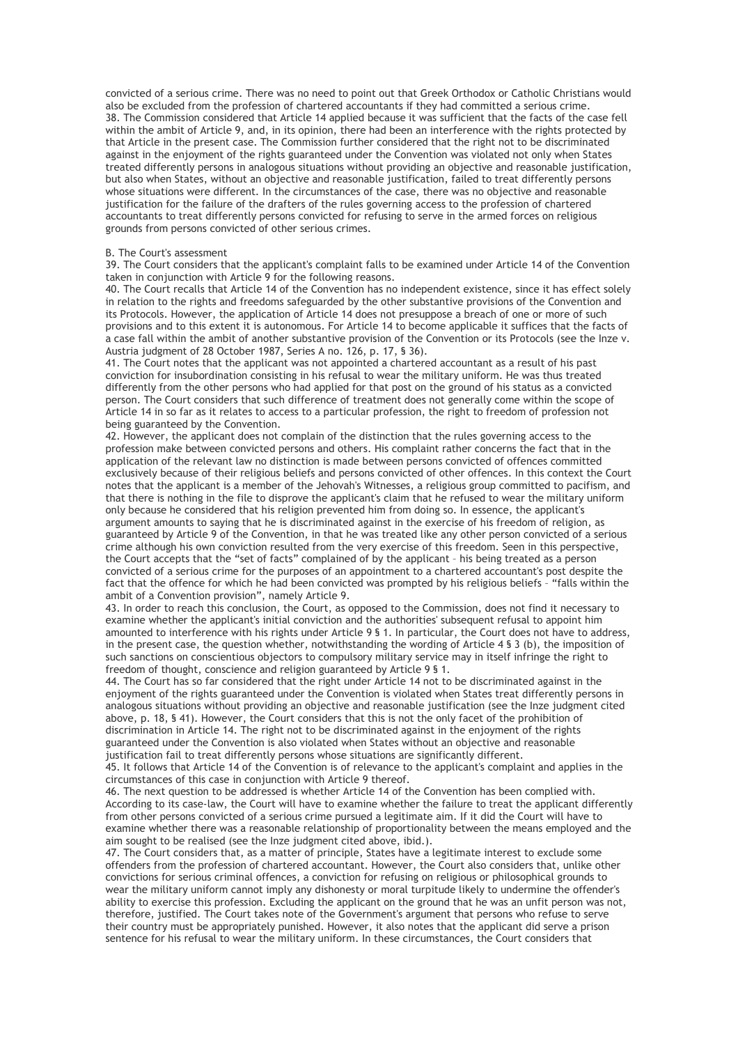convicted of a serious crime. There was no need to point out that Greek Orthodox or Catholic Christians would also be excluded from the profession of chartered accountants if they had committed a serious crime.

38. The Commission considered that Article 14 applied because it was sufficient that the facts of the case fell within the ambit of Article 9, and, in its opinion, there had been an interference with the rights protected by that Article in the present case. The Commission further considered that the right not to be discriminated against in the enjoyment of the rights guaranteed under the Convention was violated not only when States treated differently persons in analogous situations without providing an objective and reasonable justification, but also when States, without an objective and reasonable justification, failed to treat differently persons whose situations were different. In the circumstances of the case, there was no objective and reasonable justification for the failure of the drafters of the rules governing access to the profession of chartered accountants to treat differently persons convicted for refusing to serve in the armed forces on religious grounds from persons convicted of other serious crimes.

B. The Court's assessment

39. The Court considers that the applicant's complaint falls to be examined under Article 14 of the Convention taken in conjunction with Article 9 for the following reasons.

40. The Court recalls that Article 14 of the Convention has no independent existence, since it has effect solely in relation to the rights and freedoms safeguarded by the other substantive provisions of the Convention and its Protocols. However, the application of Article 14 does not presuppose a breach of one or more of such provisions and to this extent it is autonomous. For Article 14 to become applicable it suffices that the facts of a case fall within the ambit of another substantive provision of the Convention or its Protocols (see the Inze v. Austria judgment of 28 October 1987, Series A no. 126, p. 17, § 36).

41. The Court notes that the applicant was not appointed a chartered accountant as a result of his past conviction for insubordination consisting in his refusal to wear the military uniform. He was thus treated differently from the other persons who had applied for that post on the ground of his status as a convicted person. The Court considers that such difference of treatment does not generally come within the scope of Article 14 in so far as it relates to access to a particular profession, the right to freedom of profession not being guaranteed by the Convention.

42. However, the applicant does not complain of the distinction that the rules governing access to the profession make between convicted persons and others. His complaint rather concerns the fact that in the application of the relevant law no distinction is made between persons convicted of offences committed exclusively because of their religious beliefs and persons convicted of other offences. In this context the Court notes that the applicant is a member of the Jehovah's Witnesses, a religious group committed to pacifism, and that there is nothing in the file to disprove the applicant's claim that he refused to wear the military uniform only because he considered that his religion prevented him from doing so. In essence, the applicant's argument amounts to saying that he is discriminated against in the exercise of his freedom of religion, as guaranteed by Article 9 of the Convention, in that he was treated like any other person convicted of a serious crime although his own conviction resulted from the very exercise of this freedom. Seen in this perspective, the Court accepts that the "set of facts" complained of by the applicant – his being treated as a person convicted of a serious crime for the purposes of an appointment to a chartered accountant's post despite the fact that the offence for which he had been convicted was prompted by his religious beliefs – "falls within the ambit of a Convention provision", namely Article 9.

43. In order to reach this conclusion, the Court, as opposed to the Commission, does not find it necessary to examine whether the applicant's initial conviction and the authorities' subsequent refusal to appoint him amounted to interference with his rights under Article 9 § 1. In particular, the Court does not have to address, in the present case, the question whether, notwithstanding the wording of Article 4 § 3 (b), the imposition of such sanctions on conscientious objectors to compulsory military service may in itself infringe the right to freedom of thought, conscience and religion guaranteed by Article 9 § 1.

44. The Court has so far considered that the right under Article 14 not to be discriminated against in the enjoyment of the rights guaranteed under the Convention is violated when States treat differently persons in analogous situations without providing an objective and reasonable justification (see the Inze judgment cited above, p. 18, § 41). However, the Court considers that this is not the only facet of the prohibition of discrimination in Article 14. The right not to be discriminated against in the enjoyment of the rights guaranteed under the Convention is also violated when States without an objective and reasonable justification fail to treat differently persons whose situations are significantly different.

45. It follows that Article 14 of the Convention is of relevance to the applicant's complaint and applies in the circumstances of this case in conjunction with Article 9 thereof.

46. The next question to be addressed is whether Article 14 of the Convention has been complied with. According to its case-law, the Court will have to examine whether the failure to treat the applicant differently from other persons convicted of a serious crime pursued a legitimate aim. If it did the Court will have to examine whether there was a reasonable relationship of proportionality between the means employed and the aim sought to be realised (see the Inze judgment cited above, ibid.).

47. The Court considers that, as a matter of principle, States have a legitimate interest to exclude some offenders from the profession of chartered accountant. However, the Court also considers that, unlike other convictions for serious criminal offences, a conviction for refusing on religious or philosophical grounds to wear the military uniform cannot imply any dishonesty or moral turpitude likely to undermine the offender's ability to exercise this profession. Excluding the applicant on the ground that he was an unfit person was not, therefore, justified. The Court takes note of the Government's argument that persons who refuse to serve their country must be appropriately punished. However, it also notes that the applicant did serve a prison sentence for his refusal to wear the military uniform. In these circumstances, the Court considers that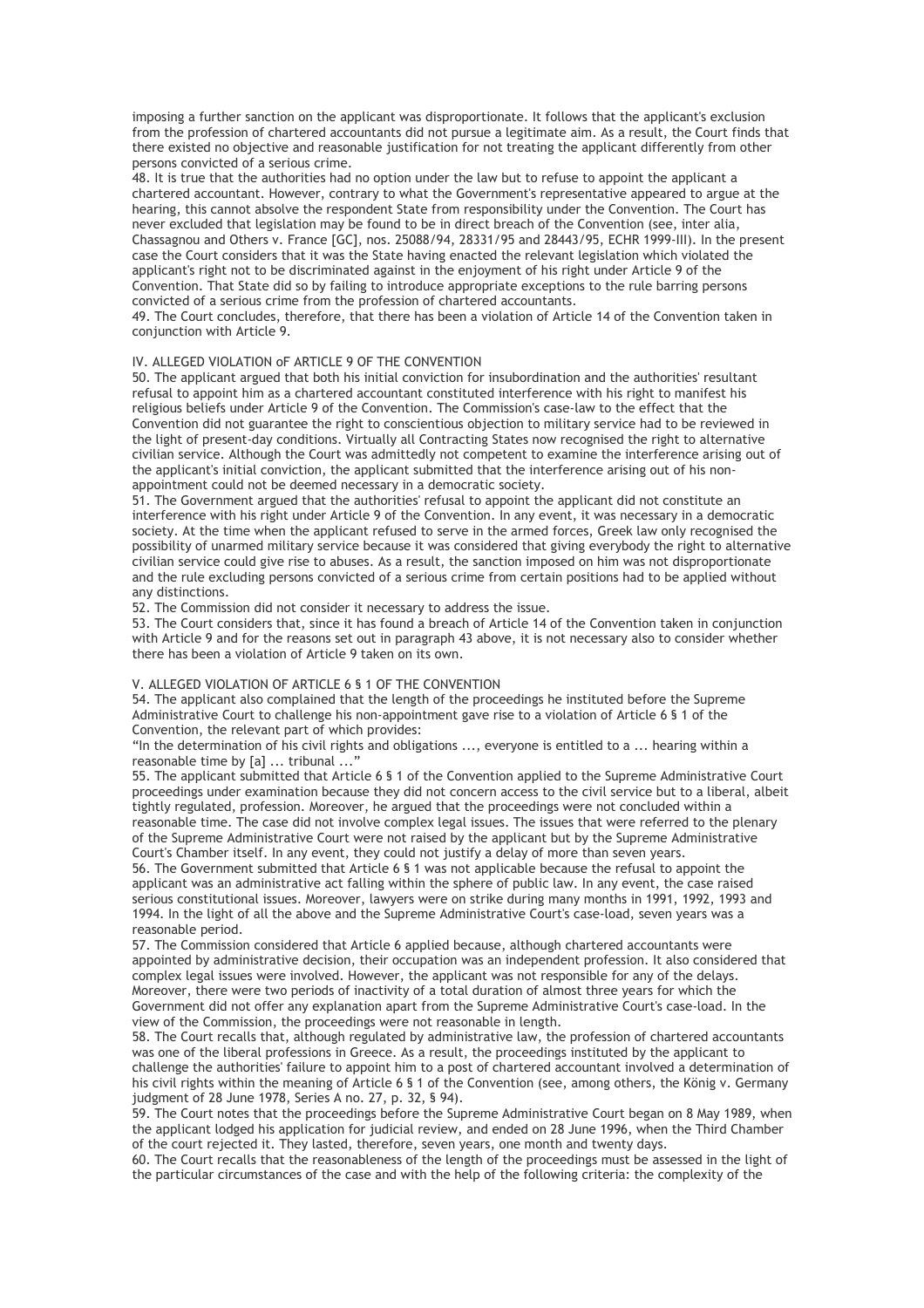imposing a further sanction on the applicant was disproportionate. It follows that the applicant's exclusion from the profession of chartered accountants did not pursue a legitimate aim. As a result, the Court finds that there existed no objective and reasonable justification for not treating the applicant differently from other persons convicted of a serious crime.

48. It is true that the authorities had no option under the law but to refuse to appoint the applicant a chartered accountant. However, contrary to what the Government's representative appeared to argue at the hearing, this cannot absolve the respondent State from responsibility under the Convention. The Court has never excluded that legislation may be found to be in direct breach of the Convention (see, inter alia, Chassagnou and Others v. France [GC], nos. 25088/94, 28331/95 and 28443/95, ECHR 1999-III). In the present case the Court considers that it was the State having enacted the relevant legislation which violated the applicant's right not to be discriminated against in the enjoyment of his right under Article 9 of the Convention. That State did so by failing to introduce appropriate exceptions to the rule barring persons convicted of a serious crime from the profession of chartered accountants.

49. The Court concludes, therefore, that there has been a violation of Article 14 of the Convention taken in conjunction with Article 9.

## IV. ALLEGED VIOLATION oF ARTICLE 9 OF THE CONVENTION

50. The applicant argued that both his initial conviction for insubordination and the authorities' resultant refusal to appoint him as a chartered accountant constituted interference with his right to manifest his religious beliefs under Article 9 of the Convention. The Commission's case-law to the effect that the Convention did not guarantee the right to conscientious objection to military service had to be reviewed in the light of present-day conditions. Virtually all Contracting States now recognised the right to alternative civilian service. Although the Court was admittedly not competent to examine the interference arising out of the applicant's initial conviction, the applicant submitted that the interference arising out of his non-appointment could not be deemed necessary in a democratic society.

51. The Government argued that the authorities' refusal to appoint the applicant did not constitute an interference with his right under Article 9 of the Convention. In any event, it was necessary in a democratic society. At the time when the applicant refused to serve in the armed forces, Greek law only recognised the possibility of unarmed military service because it was considered that giving everybody the right to alternative civilian service could give rise to abuses. As a result, the sanction imposed on him was not disproportionate and the rule excluding persons convicted of a serious crime from certain positions had to be applied without any distinctions.

52. The Commission did not consider it necessary to address the issue.

53. The Court considers that, since it has found a breach of Article 14 of the Convention taken in conjunction with Article 9 and for the reasons set out in paragraph 43 above, it is not necessary also to consider whether there has been a violation of Article 9 taken on its own.

## V. ALLEGED VIOLATION OF ARTICLE 6 § 1 OF THE CONVENTION

54. The applicant also complained that the length of the proceedings he instituted before the Supreme Administrative Court to challenge his non-appointment gave rise to a violation of Article 6 § 1 of the Convention, the relevant part of which provides:

"In the determination of his civil rights and obligations ..., everyone is entitled to a ... hearing within a reasonable time by [a] ... tribunal ..."

55. The applicant submitted that Article 6 § 1 of the Convention applied to the Supreme Administrative Court proceedings under examination because they did not concern access to the civil service but to a liberal, albeit tightly regulated, profession. Moreover, he argued that the proceedings were not concluded within a reasonable time. The case did not involve complex legal issues. The issues that were referred to the plenary of the Supreme Administrative Court were not raised by the applicant but by the Supreme Administrative Court's Chamber itself. In any event, they could not justify a delay of more than seven years.

56. The Government submitted that Article 6 § 1 was not applicable because the refusal to appoint the applicant was an administrative act falling within the sphere of public law. In any event, the case raised serious constitutional issues. Moreover, lawyers were on strike during many months in 1991, 1992, 1993 and 1994. In the light of all the above and the Supreme Administrative Court's case-load, seven years was a reasonable period.

57. The Commission considered that Article 6 applied because, although chartered accountants were appointed by administrative decision, their occupation was an independent profession. It also considered that complex legal issues were involved. However, the applicant was not responsible for any of the delays. Moreover, there were two periods of inactivity of a total duration of almost three years for which the Government did not offer any explanation apart from the Supreme Administrative Court's case-load. In the view of the Commission, the proceedings were not reasonable in length.

58. The Court recalls that, although regulated by administrative law, the profession of chartered accountants was one of the liberal professions in Greece. As a result, the proceedings instituted by the applicant to challenge the authorities' failure to appoint him to a post of chartered accountant involved a determination of his civil rights within the meaning of Article 6 § 1 of the Convention (see, among others, the König v. Germany judgment of 28 June 1978, Series A no. 27, p. 32, § 94).

59. The Court notes that the proceedings before the Supreme Administrative Court began on 8 May 1989, when the applicant lodged his application for judicial review, and ended on 28 June 1996, when the Third Chamber of the court rejected it. They lasted, therefore, seven years, one month and twenty days.

60. The Court recalls that the reasonableness of the length of the proceedings must be assessed in the light of the particular circumstances of the case and with the help of the following criteria: the complexity of the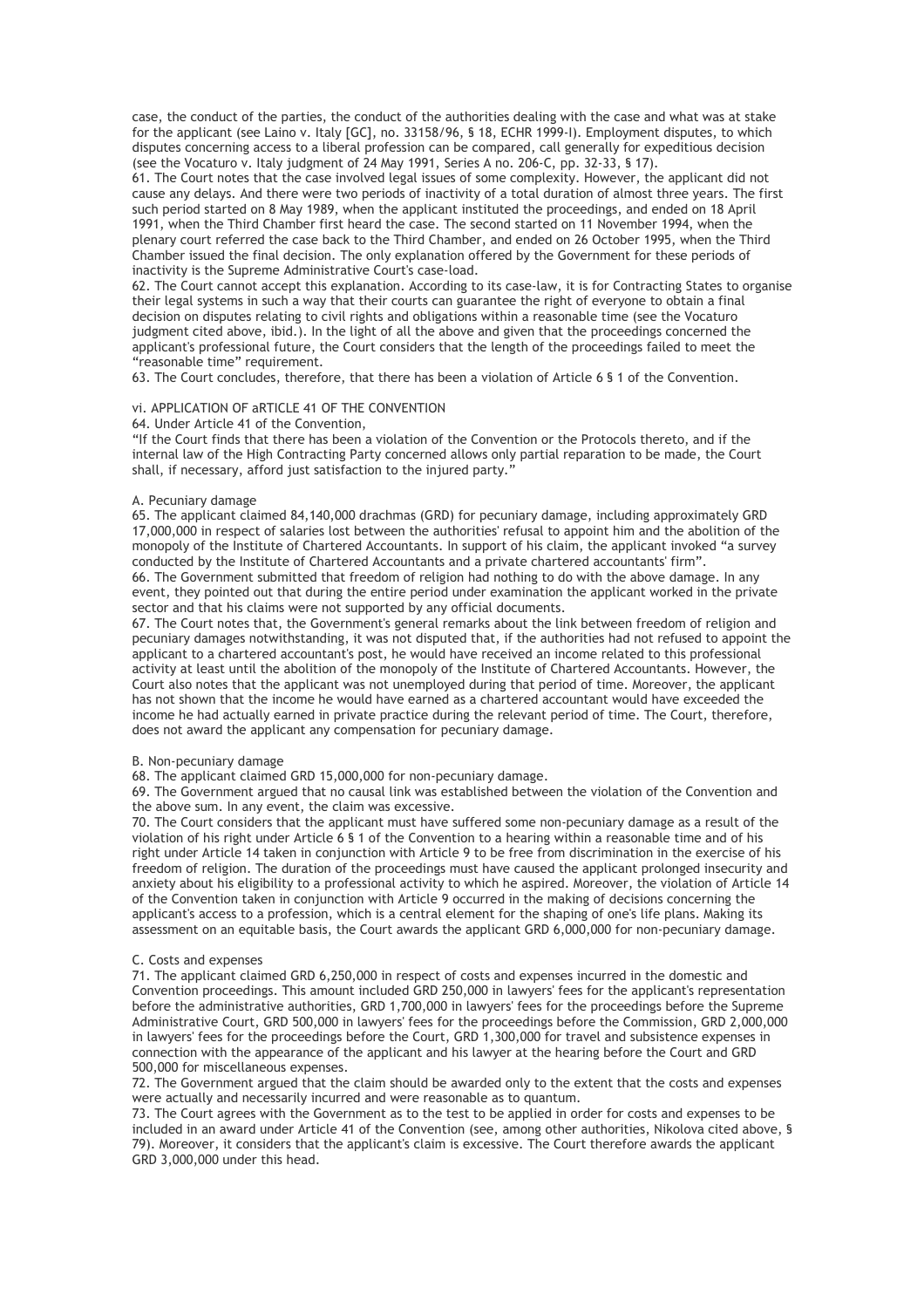case, the conduct of the parties, the conduct of the authorities dealing with the case and what was at stake for the applicant (see Laino v. Italy [GC], no. 33158/96, § 18, ECHR 1999-I). Employment disputes, to which disputes concerning access to a liberal profession can be compared, call generally for expeditious decision (see the Vocaturo v. Italy judgment of 24 May 1991, Series A no. 206-C, pp. 32-33, § 17).

61. The Court notes that the case involved legal issues of some complexity. However, the applicant did not cause any delays. And there were two periods of inactivity of a total duration of almost three years. The first such period started on 8 May 1989, when the applicant instituted the proceedings, and ended on 18 April 1991, when the Third Chamber first heard the case. The second started on 11 November 1994, when the plenary court referred the case back to the Third Chamber, and ended on 26 October 1995, when the Third Chamber issued the final decision. The only explanation offered by the Government for these periods of inactivity is the Supreme Administrative Court's case-load.

62. The Court cannot accept this explanation. According to its case-law, it is for Contracting States to organise their legal systems in such a way that their courts can guarantee the right of everyone to obtain a final decision on disputes relating to civil rights and obligations within a reasonable time (see the Vocaturo judgment cited above, ibid.). In the light of all the above and given that the proceedings concerned the applicant's professional future, the Court considers that the length of the proceedings failed to meet the "reasonable time" requirement.

63. The Court concludes, therefore, that there has been a violation of Article 6 § 1 of the Convention.

## vi. APPLICATION OF aRTICLE 41 OF THE CONVENTION

64. Under Article 41 of the Convention,

"If the Court finds that there has been a violation of the Convention or the Protocols thereto, and if the internal law of the High Contracting Party concerned allows only partial reparation to be made, the Court shall, if necessary, afford just satisfaction to the injured party."

### A. Pecuniary damage

65. The applicant claimed 84,140,000 drachmas (GRD) for pecuniary damage, including approximately GRD 17,000,000 in respect of salaries lost between the authorities' refusal to appoint him and the abolition of the monopoly of the Institute of Chartered Accountants. In support of his claim, the applicant invoked "a survey conducted by the Institute of Chartered Accountants and a private chartered accountants' firm".

66. The Government submitted that freedom of religion had nothing to do with the above damage. In any event, they pointed out that during the entire period under examination the applicant worked in the private sector and that his claims were not supported by any official documents.

67. The Court notes that, the Government's general remarks about the link between freedom of religion and pecuniary damages notwithstanding, it was not disputed that, if the authorities had not refused to appoint the applicant to a chartered accountant's post, he would have received an income related to this professional activity at least until the abolition of the monopoly of the Institute of Chartered Accountants. However, the Court also notes that the applicant was not unemployed during that period of time. Moreover, the applicant has not shown that the income he would have earned as a chartered accountant would have exceeded the income he had actually earned in private practice during the relevant period of time. The Court, therefore, does not award the applicant any compensation for pecuniary damage.

### B. Non-pecuniary damage

68. The applicant claimed GRD 15,000,000 for non-pecuniary damage.

69. The Government argued that no causal link was established between the violation of the Convention and the above sum. In any event, the claim was excessive.

70. The Court considers that the applicant must have suffered some non-pecuniary damage as a result of the violation of his right under Article 6 § 1 of the Convention to a hearing within a reasonable time and of his right under Article 14 taken in conjunction with Article 9 to be free from discrimination in the exercise of his freedom of religion. The duration of the proceedings must have caused the applicant prolonged insecurity and anxiety about his eligibility to a professional activity to which he aspired. Moreover, the violation of Article 14 of the Convention taken in conjunction with Article 9 occurred in the making of decisions concerning the applicant's access to a profession, which is a central element for the shaping of one's life plans. Making its assessment on an equitable basis, the Court awards the applicant GRD 6,000,000 for non-pecuniary damage.

### C. Costs and expenses

71. The applicant claimed GRD 6,250,000 in respect of costs and expenses incurred in the domestic and Convention proceedings. This amount included GRD 250,000 in lawyers' fees for the applicant's representation before the administrative authorities, GRD 1,700,000 in lawyers' fees for the proceedings before the Supreme Administrative Court, GRD 500,000 in lawyers' fees for the proceedings before the Commission, GRD 2,000,000 in lawyers' fees for the proceedings before the Court, GRD 1,300,000 for travel and subsistence expenses in connection with the appearance of the applicant and his lawyer at the hearing before the Court and GRD 500,000 for miscellaneous expenses.

72. The Government argued that the claim should be awarded only to the extent that the costs and expenses were actually and necessarily incurred and were reasonable as to quantum.

73. The Court agrees with the Government as to the test to be applied in order for costs and expenses to be included in an award under Article 41 of the Convention (see, among other authorities, Nikolova cited above, § 79). Moreover, it considers that the applicant's claim is excessive. The Court therefore awards the applicant GRD 3,000,000 under this head.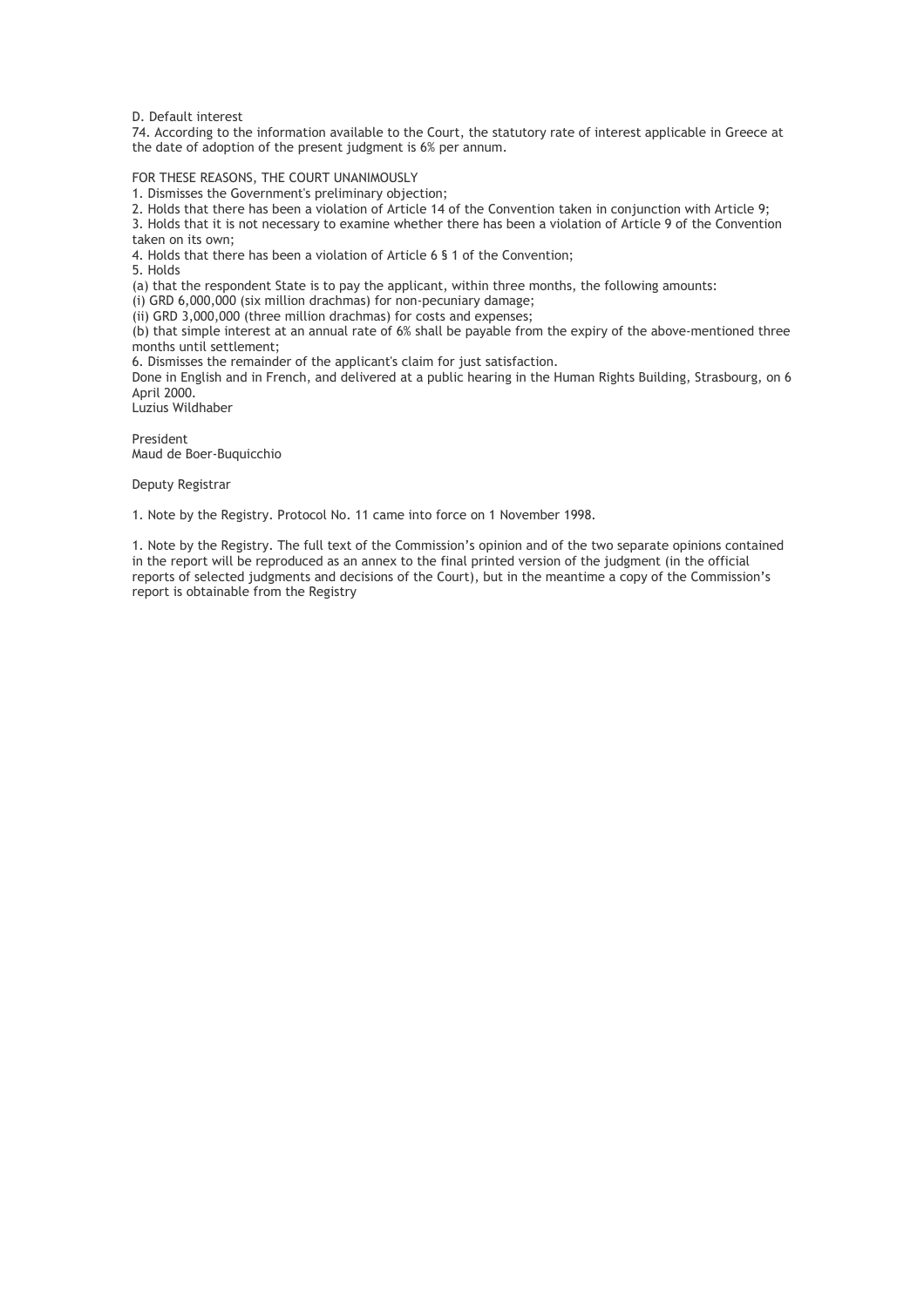D. Default interest

74. According to the information available to the Court, the statutory rate of interest applicable in Greece at the date of adoption of the present judgment is 6% per annum.

FOR THESE REASONS, THE COURT UNANIMOUSLY

1. Dismisses the Government's preliminary objection;
2. Holds that there has been a violation of Article 14 of the Convention taken in conjunction with Article 9;
3. Holds that it is not necessary to examine whether there has been a violation of Article 9 of the Convention taken on its own;
4. Holds that there has been a violation of Article 6 § 1 of the Convention;
5. Holds

(a) that the respondent State is to pay the applicant, within three months, the following amounts:

(i) GRD 6,000,000 (six million drachmas) for non-pecuniary damage;

(ii) GRD 3,000,000 (three million drachmas) for costs and expenses;

(b) that simple interest at an annual rate of 6% shall be payable from the expiry of the above-mentioned three months until settlement;

6. Dismisses the remainder of the applicant's claim for just satisfaction.

Done in English and in French, and delivered at a public hearing in the Human Rights Building, Strasbourg, on 6 April 2000.

Luzius Wildhaber

President

Maud de Boer-Buquicchio

Deputy Registrar

1. Note by the Registry. Protocol No. 11 came into force on 1 November 1998.

1. Note by the Registry. The full text of the Commission's opinion and of the two separate opinions contained in the report will be reproduced as an annex to the final printed version of the judgment (in the official reports of selected judgments and decisions of the Court), but in the meantime a copy of the Commission's report is obtainable from the Registry